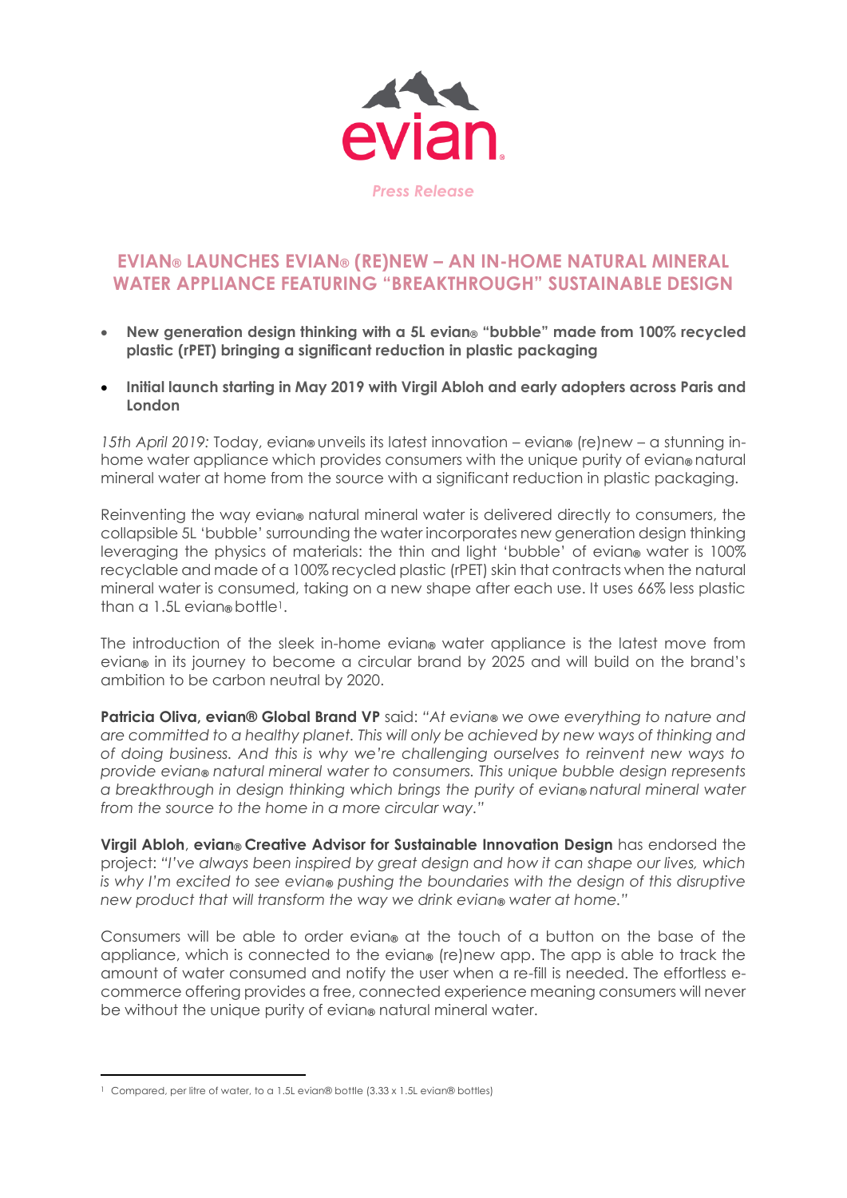evian

*Press Release*

# EVIAN® LAUNCHES EVIAN® (RE)NEW – AN IN-HOME NATURAL MINERAL WATER APPLIANCE FEATURING "BREAKTHROUGH" SUSTAINABLE DESIGN

- **New generation design thinking with a 5L evian® "bubble" made from 100% recycled plastic (rPET) bringing a significant reduction in plastic packaging**
- **Initial launch starting in May 2019 with Virgil Abloh and early adopters across Paris and London**

*15th April 2019:* Today, evian® unveils its latest innovation – evian® (re)new – a stunning in-home water appliance which provides consumers with the unique purity of evian® natural mineral water at home from the source with a significant reduction in plastic packaging.

Reinventing the way evian® natural mineral water is delivered directly to consumers, the collapsible 5L 'bubble' surrounding the water incorporates new generation design thinking leveraging the physics of materials: the thin and light 'bubble' of evian® water is 100% recyclable and made of a 100% recycled plastic (rPET) skin that contracts when the natural mineral water is consumed, taking on a new shape after each use. It uses 66% less plastic than a 1.5L evian® bottle[1].

The introduction of the sleek in-home evian® water appliance is the latest move from evian® in its journey to become a circular brand by 2025 and will build on the brand's ambition to be carbon neutral by 2020.

**Patricia Oliva, evian® Global Brand VP** said: *"At evian® we owe everything to nature and are committed to a healthy planet. This will only be achieved by new ways of thinking and of doing business. And this is why we're challenging ourselves to reinvent new ways to provide evian® natural mineral water to consumers. This unique bubble design represents a breakthrough in design thinking which brings the purity of evian® natural mineral water from the source to the home in a more circular way."*

**Virgil Abloh**, **evian® Creative Advisor for Sustainable Innovation Design** has endorsed the project: *"I've always been inspired by great design and how it can shape our lives, which is why I'm excited to see evian® pushing the boundaries with the design of this disruptive new product that will transform the way we drink evian® water at home."*

Consumers will be able to order evian® at the touch of a button on the base of the appliance, which is connected to the evian® (re)new app. The app is able to track the amount of water consumed and notify the user when a re-fill is needed. The effortless e-commerce offering provides a free, connected experience meaning consumers will never be without the unique purity of evian® natural mineral water.

---

[1] Compared, per litre of water, to a 1.5L evian® bottle (3.33 x 1.5L evian® bottles)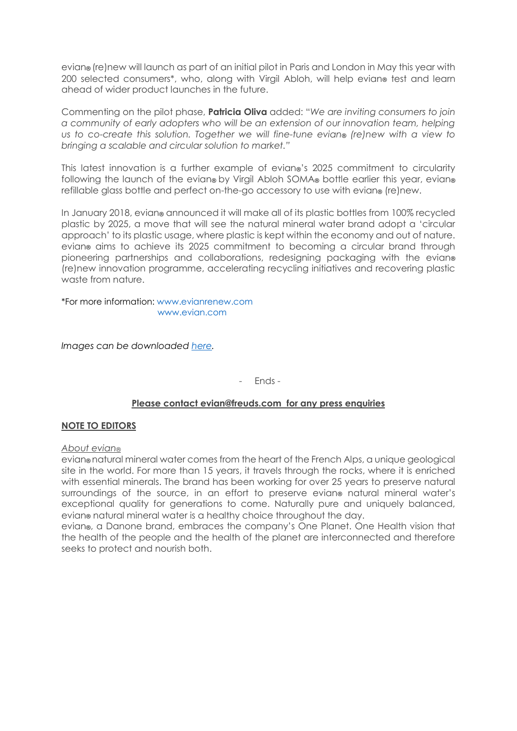evian® (re)new will launch as part of an initial pilot in Paris and London in May this year with 200 selected consumers*, who, along with Virgil Abloh, will help evian® test and learn ahead of wider product launches in the future.

Commenting on the pilot phase, **Patricia Oliva** added: "*We are inviting consumers to join a community of early adopters who will be an extension of our innovation team, helping us to co-create this solution. Together we will fine-tune evian® (re)new with a view to bringing a scalable and circular solution to market.*"

This latest innovation is a further example of evian®'s 2025 commitment to circularity following the launch of the evian® by Virgil Abloh SOMA® bottle earlier this year, evian® refillable glass bottle and perfect on-the-go accessory to use with evian® (re)new.

In January 2018, evian® announced it will make all of its plastic bottles from 100% recycled plastic by 2025, a move that will see the natural mineral water brand adopt a 'circular approach' to its plastic usage, where plastic is kept within the economy and out of nature. evian® aims to achieve its 2025 commitment to becoming a circular brand through pioneering partnerships and collaborations, redesigning packaging with the evian® (re)new innovation programme, accelerating recycling initiatives and recovering plastic waste from nature.

*For more information: www.evianrenew.com
www.evian.com

*Images can be downloaded here.*

\- Ends -

**Please contact evian@freuds.com for any press enquiries**

**NOTE TO EDITORS**

*About evian®*

evian® natural mineral water comes from the heart of the French Alps, a unique geological site in the world. For more than 15 years, it travels through the rocks, where it is enriched with essential minerals. The brand has been working for over 25 years to preserve natural surroundings of the source, in an effort to preserve evian® natural mineral water's exceptional quality for generations to come. Naturally pure and uniquely balanced, evian® natural mineral water is a healthy choice throughout the day.

evian®, a Danone brand, embraces the company's One Planet. One Health vision that the health of the people and the health of the planet are interconnected and therefore seeks to protect and nourish both.